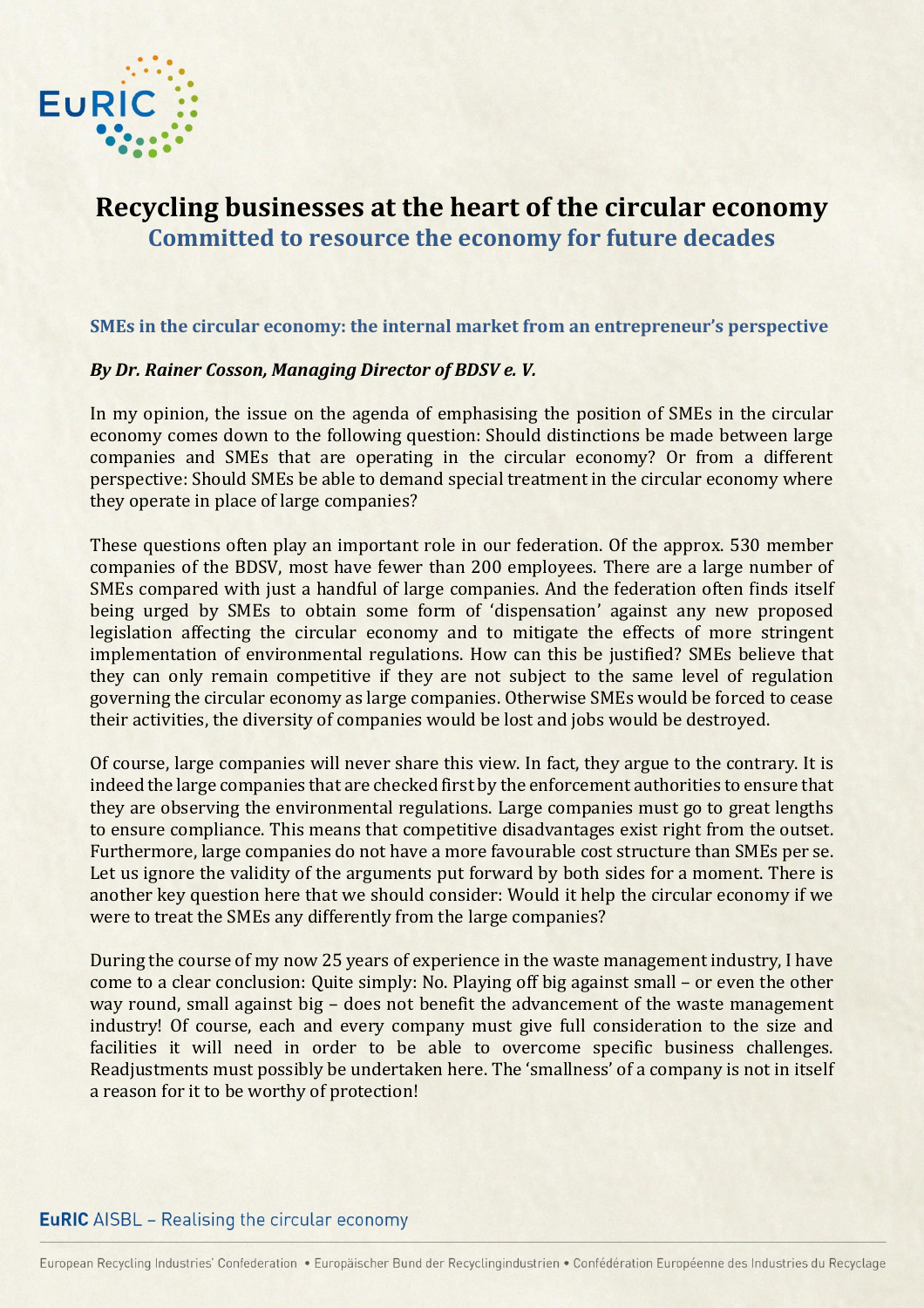# Recycling businesses at the heart of the circular economy

## Committed to resource the economy for future decades

### SMEs in the circular economy: the internal market from an entrepreneur's perspective

***By Dr. Rainer Cosson, Managing Director of BDSV e. V.***

In my opinion, the issue on the agenda of emphasising the position of SMEs in the circular economy comes down to the following question: Should distinctions be made between large companies and SMEs that are operating in the circular economy? Or from a different perspective: Should SMEs be able to demand special treatment in the circular economy where they operate in place of large companies?

These questions often play an important role in our federation. Of the approx. 530 member companies of the BDSV, most have fewer than 200 employees. There are a large number of SMEs compared with just a handful of large companies. And the federation often finds itself being urged by SMEs to obtain some form of 'dispensation' against any new proposed legislation affecting the circular economy and to mitigate the effects of more stringent implementation of environmental regulations. How can this be justified? SMEs believe that they can only remain competitive if they are not subject to the same level of regulation governing the circular economy as large companies. Otherwise SMEs would be forced to cease their activities, the diversity of companies would be lost and jobs would be destroyed.

Of course, large companies will never share this view. In fact, they argue to the contrary. It is indeed the large companies that are checked first by the enforcement authorities to ensure that they are observing the environmental regulations. Large companies must go to great lengths to ensure compliance. This means that competitive disadvantages exist right from the outset. Furthermore, large companies do not have a more favourable cost structure than SMEs per se. Let us ignore the validity of the arguments put forward by both sides for a moment. There is another key question here that we should consider: Would it help the circular economy if we were to treat the SMEs any differently from the large companies?

During the course of my now 25 years of experience in the waste management industry, I have come to a clear conclusion: Quite simply: No. Playing off big against small – or even the other way round, small against big – does not benefit the advancement of the waste management industry! Of course, each and every company must give full consideration to the size and facilities it will need in order to be able to overcome specific business challenges. Readjustments must possibly be undertaken here. The 'smallness' of a company is not in itself a reason for it to be worthy of protection!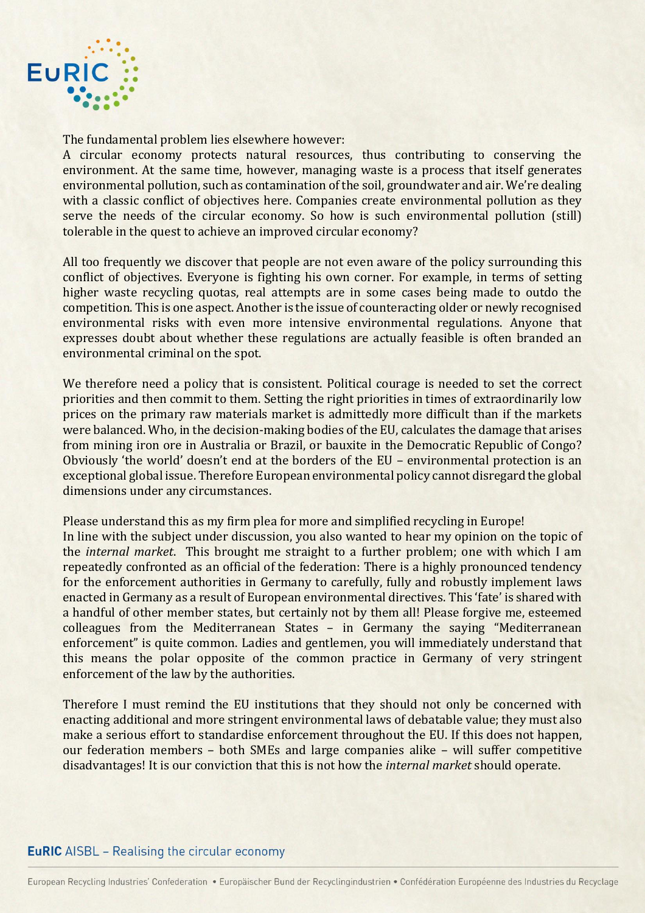The fundamental problem lies elsewhere however:
A circular economy protects natural resources, thus contributing to conserving the environment. At the same time, however, managing waste is a process that itself generates environmental pollution, such as contamination of the soil, groundwater and air. We're dealing with a classic conflict of objectives here. Companies create environmental pollution as they serve the needs of the circular economy. So how is such environmental pollution (still) tolerable in the quest to achieve an improved circular economy?

All too frequently we discover that people are not even aware of the policy surrounding this conflict of objectives. Everyone is fighting his own corner. For example, in terms of setting higher waste recycling quotas, real attempts are in some cases being made to outdo the competition. This is one aspect. Another is the issue of counteracting older or newly recognised environmental risks with even more intensive environmental regulations. Anyone that expresses doubt about whether these regulations are actually feasible is often branded an environmental criminal on the spot.

We therefore need a policy that is consistent. Political courage is needed to set the correct priorities and then commit to them. Setting the right priorities in times of extraordinarily low prices on the primary raw materials market is admittedly more difficult than if the markets were balanced. Who, in the decision-making bodies of the EU, calculates the damage that arises from mining iron ore in Australia or Brazil, or bauxite in the Democratic Republic of Congo? Obviously 'the world' doesn't end at the borders of the EU – environmental protection is an exceptional global issue. Therefore European environmental policy cannot disregard the global dimensions under any circumstances.

Please understand this as my firm plea for more and simplified recycling in Europe!
In line with the subject under discussion, you also wanted to hear my opinion on the topic of the *internal market*. This brought me straight to a further problem; one with which I am repeatedly confronted as an official of the federation: There is a highly pronounced tendency for the enforcement authorities in Germany to carefully, fully and robustly implement laws enacted in Germany as a result of European environmental directives. This 'fate' is shared with a handful of other member states, but certainly not by them all! Please forgive me, esteemed colleagues from the Mediterranean States – in Germany the saying "Mediterranean enforcement" is quite common. Ladies and gentlemen, you will immediately understand that this means the polar opposite of the common practice in Germany of very stringent enforcement of the law by the authorities.

Therefore I must remind the EU institutions that they should not only be concerned with enacting additional and more stringent environmental laws of debatable value; they must also make a serious effort to standardise enforcement throughout the EU. If this does not happen, our federation members – both SMEs and large companies alike – will suffer competitive disadvantages! It is our conviction that this is not how the *internal market* should operate.